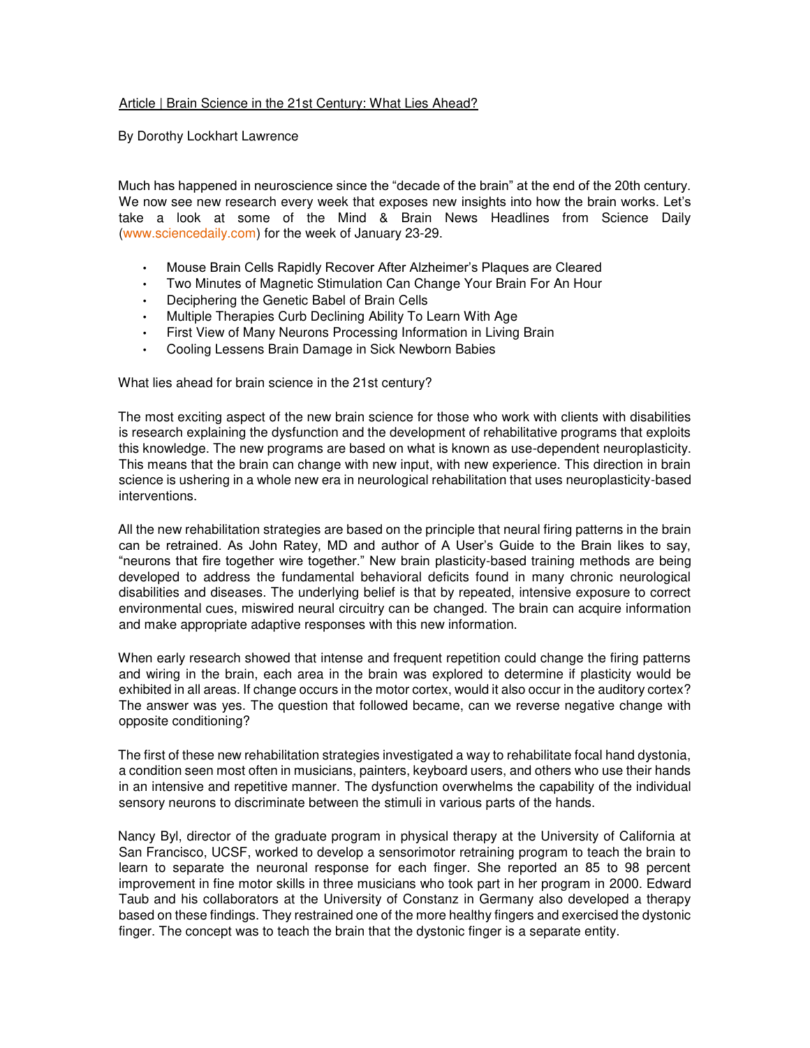Article | Brain Science in the 21st Century: What Lies Ahead?

By Dorothy Lockhart Lawrence

Much has happened in neuroscience since the "decade of the brain" at the end of the 20th century. We now see new research every week that exposes new insights into how the brain works. Let's take a look at some of the Mind & Brain News Headlines from Science Daily (www.sciencedaily.com) for the week of January 23-29.

- Mouse Brain Cells Rapidly Recover After Alzheimer's Plaques are Cleared
- Two Minutes of Magnetic Stimulation Can Change Your Brain For An Hour
- Deciphering the Genetic Babel of Brain Cells
- Multiple Therapies Curb Declining Ability To Learn With Age
- First View of Many Neurons Processing Information in Living Brain
- Cooling Lessens Brain Damage in Sick Newborn Babies

What lies ahead for brain science in the 21st century?

The most exciting aspect of the new brain science for those who work with clients with disabilities is research explaining the dysfunction and the development of rehabilitative programs that exploits this knowledge. The new programs are based on what is known as use-dependent neuroplasticity. This means that the brain can change with new input, with new experience. This direction in brain science is ushering in a whole new era in neurological rehabilitation that uses neuroplasticity-based interventions.

All the new rehabilitation strategies are based on the principle that neural firing patterns in the brain can be retrained. As John Ratey, MD and author of A User's Guide to the Brain likes to say, "neurons that fire together wire together." New brain plasticity-based training methods are being developed to address the fundamental behavioral deficits found in many chronic neurological disabilities and diseases. The underlying belief is that by repeated, intensive exposure to correct environmental cues, miswired neural circuitry can be changed. The brain can acquire information and make appropriate adaptive responses with this new information.

When early research showed that intense and frequent repetition could change the firing patterns and wiring in the brain, each area in the brain was explored to determine if plasticity would be exhibited in all areas. If change occurs in the motor cortex, would it also occur in the auditory cortex? The answer was yes. The question that followed became, can we reverse negative change with opposite conditioning?

The first of these new rehabilitation strategies investigated a way to rehabilitate focal hand dystonia, a condition seen most often in musicians, painters, keyboard users, and others who use their hands in an intensive and repetitive manner. The dysfunction overwhelms the capability of the individual sensory neurons to discriminate between the stimuli in various parts of the hands.

Nancy Byl, director of the graduate program in physical therapy at the University of California at San Francisco, UCSF, worked to develop a sensorimotor retraining program to teach the brain to learn to separate the neuronal response for each finger. She reported an 85 to 98 percent improvement in fine motor skills in three musicians who took part in her program in 2000. Edward Taub and his collaborators at the University of Constanz in Germany also developed a therapy based on these findings. They restrained one of the more healthy fingers and exercised the dystonic finger. The concept was to teach the brain that the dystonic finger is a separate entity.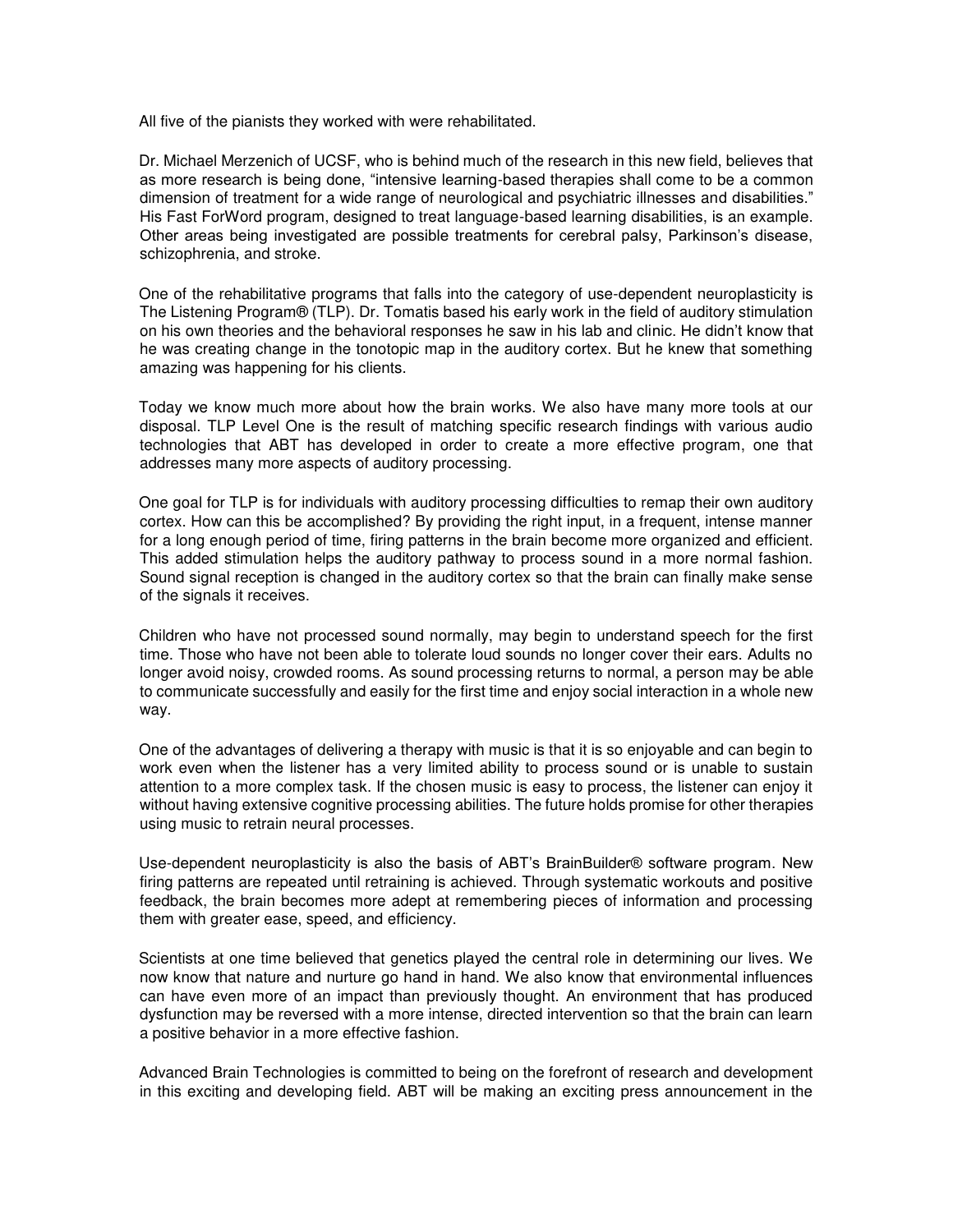All five of the pianists they worked with were rehabilitated.

Dr. Michael Merzenich of UCSF, who is behind much of the research in this new field, believes that as more research is being done, "intensive learning-based therapies shall come to be a common dimension of treatment for a wide range of neurological and psychiatric illnesses and disabilities." His Fast ForWord program, designed to treat language-based learning disabilities, is an example. Other areas being investigated are possible treatments for cerebral palsy, Parkinson's disease, schizophrenia, and stroke.

One of the rehabilitative programs that falls into the category of use-dependent neuroplasticity is The Listening Program® (TLP). Dr. Tomatis based his early work in the field of auditory stimulation on his own theories and the behavioral responses he saw in his lab and clinic. He didn't know that he was creating change in the tonotopic map in the auditory cortex. But he knew that something amazing was happening for his clients.

Today we know much more about how the brain works. We also have many more tools at our disposal. TLP Level One is the result of matching specific research findings with various audio technologies that ABT has developed in order to create a more effective program, one that addresses many more aspects of auditory processing.

One goal for TLP is for individuals with auditory processing difficulties to remap their own auditory cortex. How can this be accomplished? By providing the right input, in a frequent, intense manner for a long enough period of time, firing patterns in the brain become more organized and efficient. This added stimulation helps the auditory pathway to process sound in a more normal fashion. Sound signal reception is changed in the auditory cortex so that the brain can finally make sense of the signals it receives.

Children who have not processed sound normally, may begin to understand speech for the first time. Those who have not been able to tolerate loud sounds no longer cover their ears. Adults no longer avoid noisy, crowded rooms. As sound processing returns to normal, a person may be able to communicate successfully and easily for the first time and enjoy social interaction in a whole new way.

One of the advantages of delivering a therapy with music is that it is so enjoyable and can begin to work even when the listener has a very limited ability to process sound or is unable to sustain attention to a more complex task. If the chosen music is easy to process, the listener can enjoy it without having extensive cognitive processing abilities. The future holds promise for other therapies using music to retrain neural processes.

Use-dependent neuroplasticity is also the basis of ABT's BrainBuilder® software program. New firing patterns are repeated until retraining is achieved. Through systematic workouts and positive feedback, the brain becomes more adept at remembering pieces of information and processing them with greater ease, speed, and efficiency.

Scientists at one time believed that genetics played the central role in determining our lives. We now know that nature and nurture go hand in hand. We also know that environmental influences can have even more of an impact than previously thought. An environment that has produced dysfunction may be reversed with a more intense, directed intervention so that the brain can learn a positive behavior in a more effective fashion.

Advanced Brain Technologies is committed to being on the forefront of research and development in this exciting and developing field. ABT will be making an exciting press announcement in the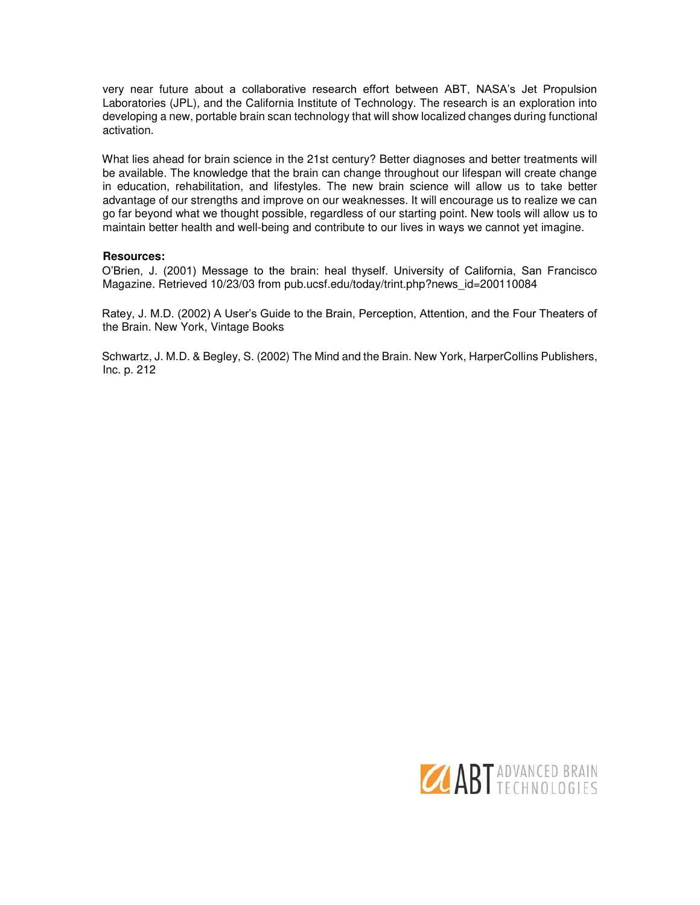very near future about a collaborative research effort between ABT, NASA's Jet Propulsion Laboratories (JPL), and the California Institute of Technology. The research is an exploration into developing a new, portable brain scan technology that will show localized changes during functional activation.

What lies ahead for brain science in the 21st century? Better diagnoses and better treatments will be available. The knowledge that the brain can change throughout our lifespan will create change in education, rehabilitation, and lifestyles. The new brain science will allow us to take better advantage of our strengths and improve on our weaknesses. It will encourage us to realize we can go far beyond what we thought possible, regardless of our starting point. New tools will allow us to maintain better health and well-being and contribute to our lives in ways we cannot yet imagine.

**Resources:**

O'Brien, J. (2001) Message to the brain: heal thyself. University of California, San Francisco Magazine. Retrieved 10/23/03 from pub.ucsf.edu/today/trint.php?news_id=200110084

Ratey, J. M.D. (2002) A User's Guide to the Brain, Perception, Attention, and the Four Theaters of the Brain. New York, Vintage Books

Schwartz, J. M.D. & Begley, S. (2002) The Mind and the Brain. New York, HarperCollins Publishers, Inc. p. 212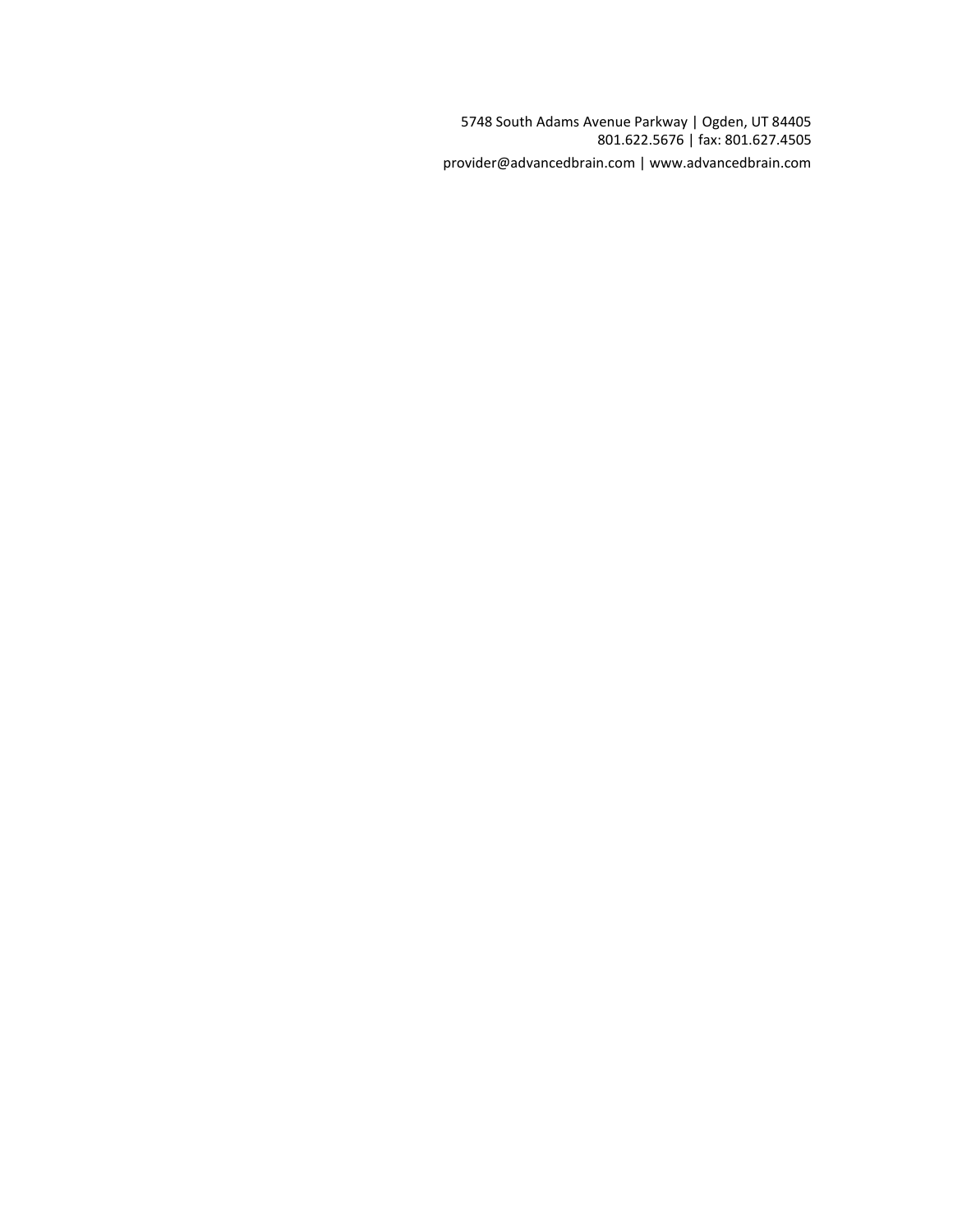5748 South Adams Avenue Parkway | Ogden, UT 84405
801.622.5676 | fax: 801.627.4505
provider@advancedbrain.com | www.advancedbrain.com